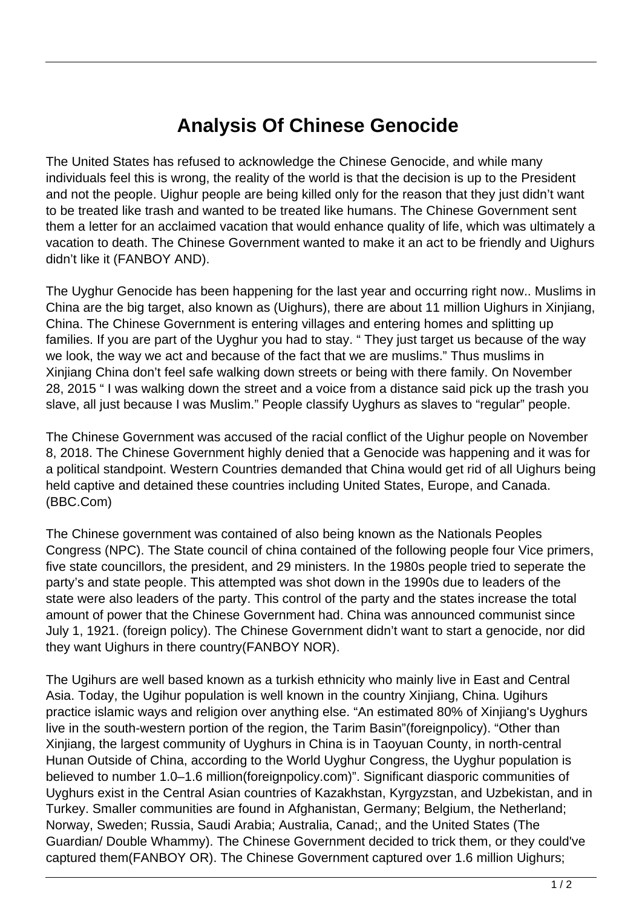# Analysis Of Chinese Genocide

The United States has refused to acknowledge the Chinese Genocide, and while many individuals feel this is wrong, the reality of the world is that the decision is up to the President and not the people. Uighur people are being killed only for the reason that they just didn't want to be treated like trash and wanted to be treated like humans. The Chinese Government sent them a letter for an acclaimed vacation that would enhance quality of life, which was ultimately a vacation to death. The Chinese Government wanted to make it an act to be friendly and Uighurs didn't like it (FANBOY AND).

The Uyghur Genocide has been happening for the last year and occurring right now.. Muslims in China are the big target, also known as (Uighurs), there are about 11 million Uighurs in Xinjiang, China. The Chinese Government is entering villages and entering homes and splitting up families. If you are part of the Uyghur you had to stay. " They just target us because of the way we look, the way we act and because of the fact that we are muslims." Thus muslims in Xinjiang China don't feel safe walking down streets or being with there family. On November 28, 2015 " I was walking down the street and a voice from a distance said pick up the trash you slave, all just because I was Muslim." People classify Uyghurs as slaves to "regular" people.

The Chinese Government was accused of the racial conflict of the Uighur people on November 8, 2018. The Chinese Government highly denied that a Genocide was happening and it was for a political standpoint. Western Countries demanded that China would get rid of all Uighurs being held captive and detained these countries including United States, Europe, and Canada. (BBC.Com)

The Chinese government was contained of also being known as the Nationals Peoples Congress (NPC). The State council of china contained of the following people four Vice primers, five state councillors, the president, and 29 ministers. In the 1980s people tried to seperate the party's and state people. This attempted was shot down in the 1990s due to leaders of the state were also leaders of the party. This control of the party and the states increase the total amount of power that the Chinese Government had. China was announced communist since July 1, 1921. (foreign policy). The Chinese Government didn't want to start a genocide, nor did they want Uighurs in there country(FANBOY NOR).

The Ugihurs are well based known as a turkish ethnicity who mainly live in East and Central Asia. Today, the Ugihur population is well known in the country Xinjiang, China. Ugihurs practice islamic ways and religion over anything else. "An estimated 80% of Xinjiang's Uyghurs live in the south-western portion of the region, the Tarim Basin"(foreignpolicy). "Other than Xinjiang, the largest community of Uyghurs in China is in Taoyuan County, in north-central Hunan Outside of China, according to the World Uyghur Congress, the Uyghur population is believed to number 1.0–1.6 million(foreignpolicy.com)". Significant diasporic communities of Uyghurs exist in the Central Asian countries of Kazakhstan, Kyrgyzstan, and Uzbekistan, and in Turkey. Smaller communities are found in Afghanistan, Germany; Belgium, the Netherland; Norway, Sweden; Russia, Saudi Arabia; Australia, Canad;, and the United States (The Guardian/ Double Whammy). The Chinese Government decided to trick them, or they could've captured them(FANBOY OR). The Chinese Government captured over 1.6 million Uighurs;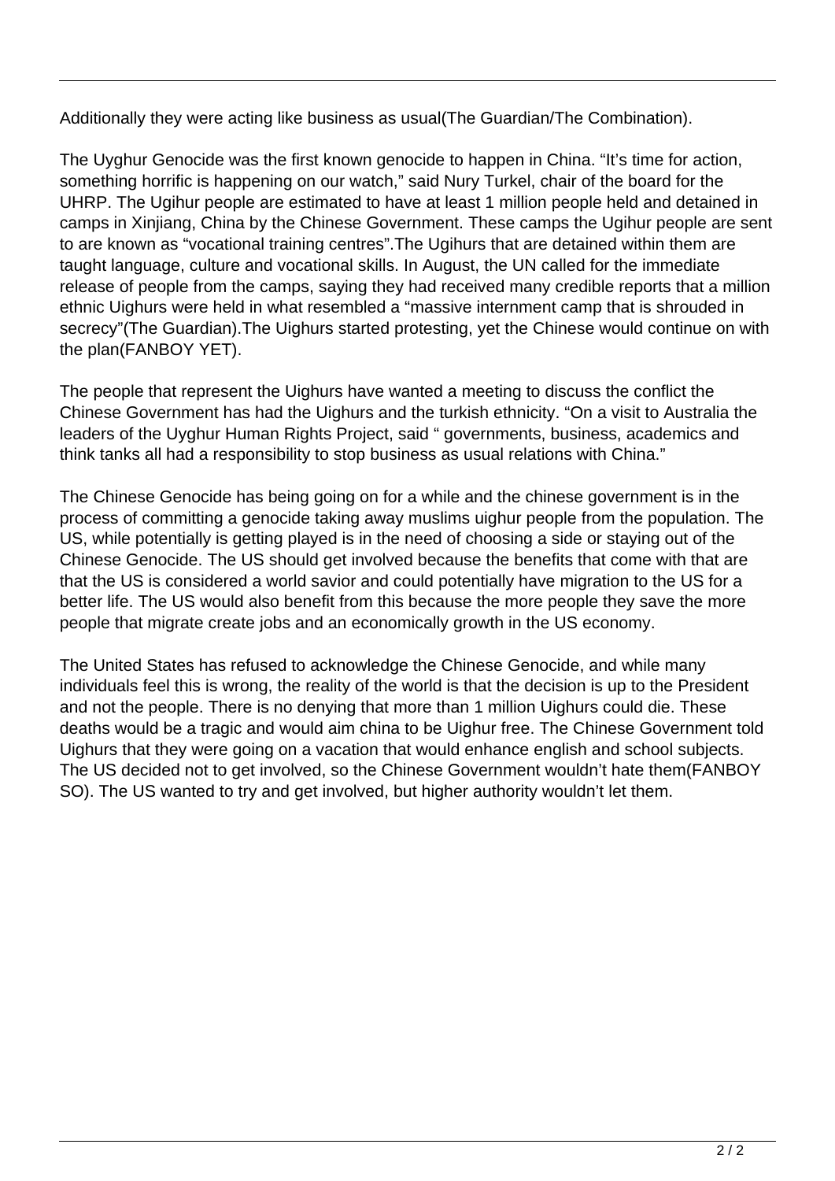Additionally they were acting like business as usual(The Guardian/The Combination).

The Uyghur Genocide was the first known genocide to happen in China. "It's time for action, something horrific is happening on our watch," said Nury Turkel, chair of the board for the UHRP. The Ugihur people are estimated to have at least 1 million people held and detained in camps in Xinjiang, China by the Chinese Government. These camps the Ugihur people are sent to are known as "vocational training centres".The Ugihurs that are detained within them are taught language, culture and vocational skills. In August, the UN called for the immediate release of people from the camps, saying they had received many credible reports that a million ethnic Uighurs were held in what resembled a "massive internment camp that is shrouded in secrecy"(The Guardian).The Uighurs started protesting, yet the Chinese would continue on with the plan(FANBOY YET).

The people that represent the Uighurs have wanted a meeting to discuss the conflict the Chinese Government has had the Uighurs and the turkish ethnicity. "On a visit to Australia the leaders of the Uyghur Human Rights Project, said " governments, business, academics and think tanks all had a responsibility to stop business as usual relations with China."

The Chinese Genocide has being going on for a while and the chinese government is in the process of committing a genocide taking away muslims uighur people from the population. The US, while potentially is getting played is in the need of choosing a side or staying out of the Chinese Genocide. The US should get involved because the benefits that come with that are that the US is considered a world savior and could potentially have migration to the US for a better life. The US would also benefit from this because the more people they save the more people that migrate create jobs and an economically growth in the US economy.

The United States has refused to acknowledge the Chinese Genocide, and while many individuals feel this is wrong, the reality of the world is that the decision is up to the President and not the people. There is no denying that more than 1 million Uighurs could die. These deaths would be a tragic and would aim china to be Uighur free. The Chinese Government told Uighurs that they were going on a vacation that would enhance english and school subjects. The US decided not to get involved, so the Chinese Government wouldn't hate them(FANBOY SO). The US wanted to try and get involved, but higher authority wouldn't let them.